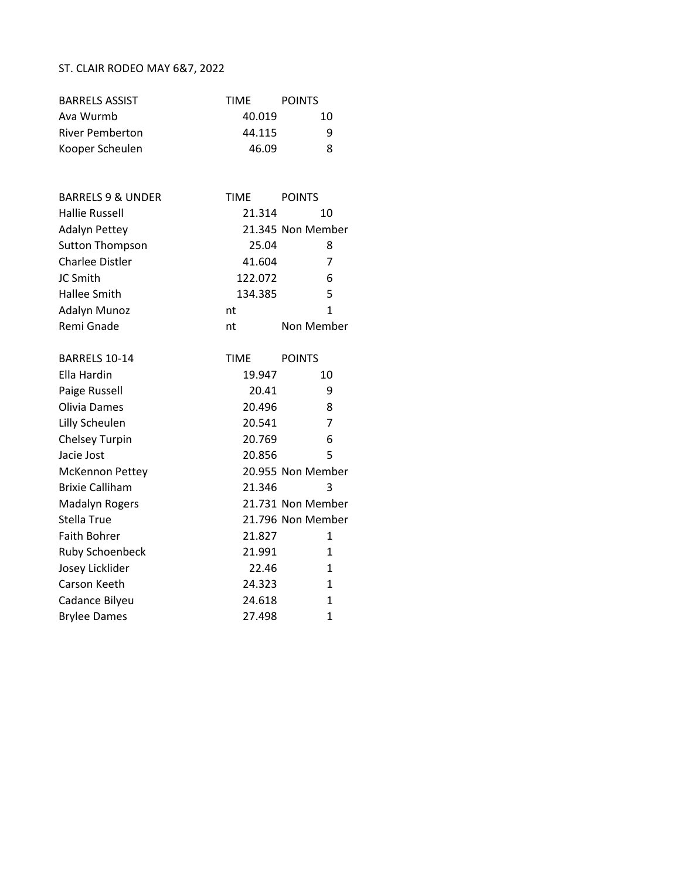# ST. CLAIR RODEO MAY 6&7, 2022

| BARRELS ASSIST | TIME | POINTS |
|---|---|---|
| Ava Wurmb | 40.019 | 10 |
| River Pemberton | 44.115 | 9 |
| Kooper Scheulen | 46.09 | 8 |

| BARRELS 9 & UNDER | TIME | POINTS |
|---|---|---|
| Hallie Russell | 21.314 | 10 |
| Adalyn Pettey | 21.345 | Non Member |
| Sutton Thompson | 25.04 | 8 |
| Charlee Distler | 41.604 | 7 |
| JC Smith | 122.072 | 6 |
| Hallee Smith | 134.385 | 5 |
| Adalyn Munoz | nt | 1 |
| Remi Gnade | nt | Non Member |

| BARRELS 10-14 | TIME | POINTS |
|---|---|---|
| Ella Hardin | 19.947 | 10 |
| Paige Russell | 20.41 | 9 |
| Olivia Dames | 20.496 | 8 |
| Lilly Scheulen | 20.541 | 7 |
| Chelsey Turpin | 20.769 | 6 |
| Jacie Jost | 20.856 | 5 |
| McKennon Pettey | 20.955 | Non Member |
| Brixie Calliham | 21.346 | 3 |
| Madalyn Rogers | 21.731 | Non Member |
| Stella True | 21.796 | Non Member |
| Faith Bohrer | 21.827 | 1 |
| Ruby Schoenbeck | 21.991 | 1 |
| Josey Licklider | 22.46 | 1 |
| Carson Keeth | 24.323 | 1 |
| Cadance Bilyeu | 24.618 | 1 |
| Brylee Dames | 27.498 | 1 |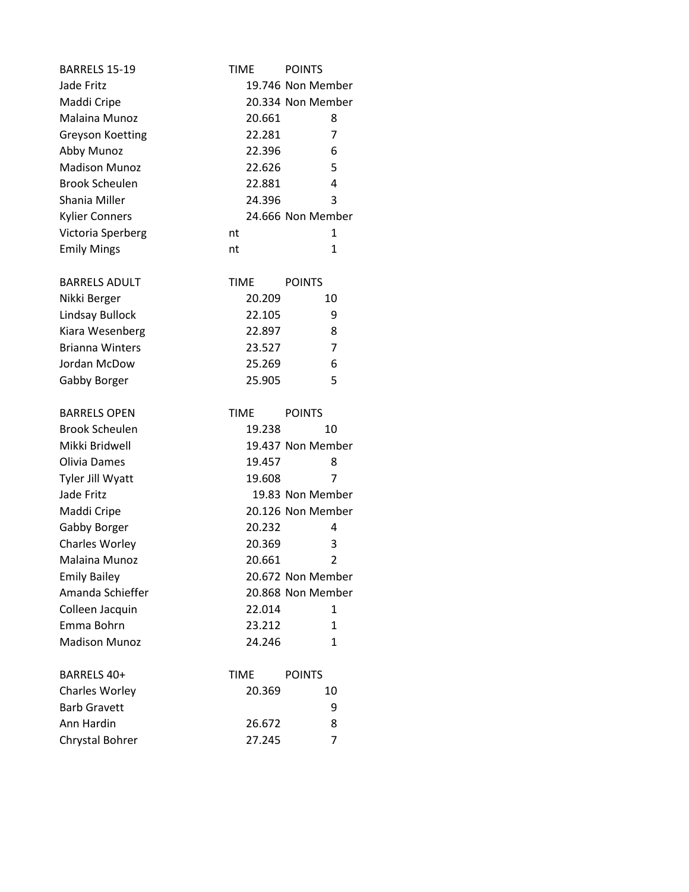| BARRELS 15-19 | TIME | POINTS |
|---|---|---|
| Jade Fritz | 19.746 | Non Member |
| Maddi Cripe | 20.334 | Non Member |
| Malaina Munoz | 20.661 | 8 |
| Greyson Koetting | 22.281 | 7 |
| Abby Munoz | 22.396 | 6 |
| Madison Munoz | 22.626 | 5 |
| Brook Scheulen | 22.881 | 4 |
| Shania Miller | 24.396 | 3 |
| Kylier Conners | 24.666 | Non Member |
| Victoria Sperberg | nt | 1 |
| Emily Mings | nt | 1 |

| BARRELS ADULT | TIME | POINTS |
|---|---|---|
| Nikki Berger | 20.209 | 10 |
| Lindsay Bullock | 22.105 | 9 |
| Kiara Wesenberg | 22.897 | 8 |
| Brianna Winters | 23.527 | 7 |
| Jordan McDow | 25.269 | 6 |
| Gabby Borger | 25.905 | 5 |

| BARRELS OPEN | TIME | POINTS |
|---|---|---|
| Brook Scheulen | 19.238 | 10 |
| Mikki Bridwell | 19.437 | Non Member |
| Olivia Dames | 19.457 | 8 |
| Tyler Jill Wyatt | 19.608 | 7 |
| Jade Fritz | 19.83 | Non Member |
| Maddi Cripe | 20.126 | Non Member |
| Gabby Borger | 20.232 | 4 |
| Charles Worley | 20.369 | 3 |
| Malaina Munoz | 20.661 | 2 |
| Emily Bailey | 20.672 | Non Member |
| Amanda Schieffer | 20.868 | Non Member |
| Colleen Jacquin | 22.014 | 1 |
| Emma Bohrn | 23.212 | 1 |
| Madison Munoz | 24.246 | 1 |

| BARRELS 40+ | TIME | POINTS |
|---|---|---|
| Charles Worley | 20.369 | 10 |
| Barb Gravett | | 9 |
| Ann Hardin | 26.672 | 8 |
| Chrystal Bohrer | 27.245 | 7 |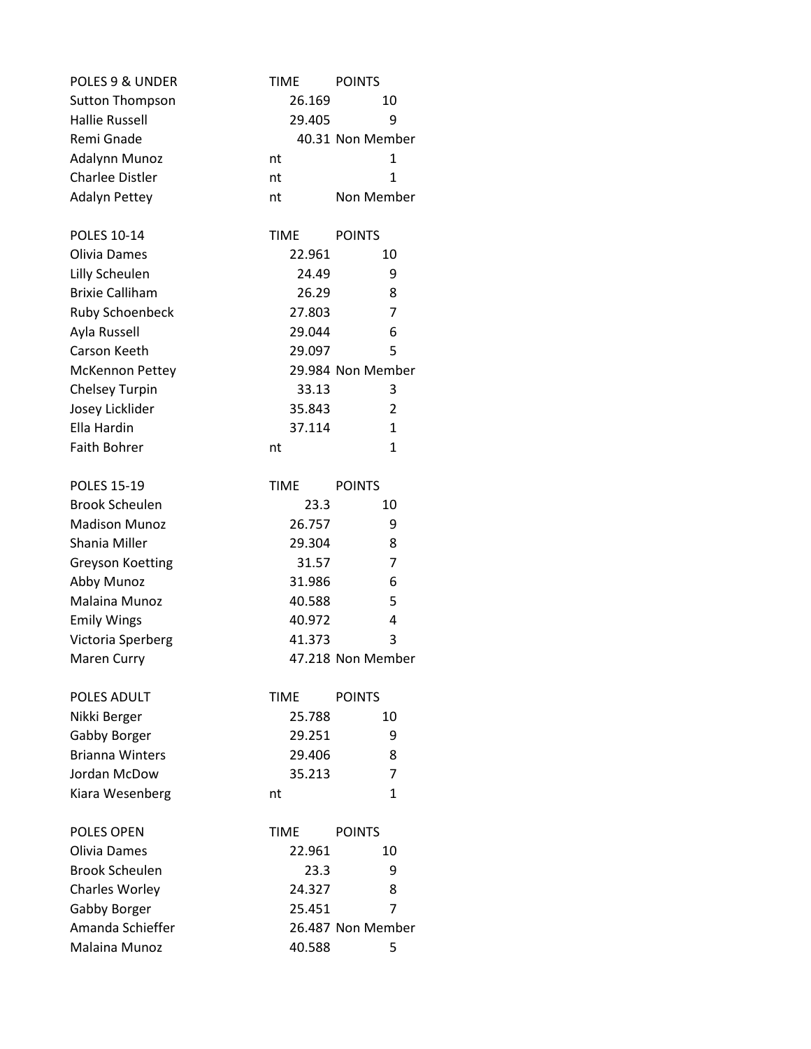| POLES 9 & UNDER | TIME | POINTS |
| --- | --- | --- |
| Sutton Thompson | 26.169 | 10 |
| Hallie Russell | 29.405 | 9 |
| Remi Gnade | 40.31 | Non Member |
| Adalynn Munoz | nt | 1 |
| Charlee Distler | nt | 1 |
| Adalyn Pettey | nt | Non Member |

| POLES 10-14 | TIME | POINTS |
| --- | --- | --- |
| Olivia Dames | 22.961 | 10 |
| Lilly Scheulen | 24.49 | 9 |
| Brixie Calliham | 26.29 | 8 |
| Ruby Schoenbeck | 27.803 | 7 |
| Ayla Russell | 29.044 | 6 |
| Carson Keeth | 29.097 | 5 |
| McKennon Pettey | 29.984 | Non Member |
| Chelsey Turpin | 33.13 | 3 |
| Josey Licklider | 35.843 | 2 |
| Ella Hardin | 37.114 | 1 |
| Faith Bohrer | nt | 1 |

| POLES 15-19 | TIME | POINTS |
| --- | --- | --- |
| Brook Scheulen | 23.3 | 10 |
| Madison Munoz | 26.757 | 9 |
| Shania Miller | 29.304 | 8 |
| Greyson Koetting | 31.57 | 7 |
| Abby Munoz | 31.986 | 6 |
| Malaina Munoz | 40.588 | 5 |
| Emily Wings | 40.972 | 4 |
| Victoria Sperberg | 41.373 | 3 |
| Maren Curry | 47.218 | Non Member |

| POLES ADULT | TIME | POINTS |
| --- | --- | --- |
| Nikki Berger | 25.788 | 10 |
| Gabby Borger | 29.251 | 9 |
| Brianna Winters | 29.406 | 8 |
| Jordan McDow | 35.213 | 7 |
| Kiara Wesenberg | nt | 1 |

| POLES OPEN | TIME | POINTS |
| --- | --- | --- |
| Olivia Dames | 22.961 | 10 |
| Brook Scheulen | 23.3 | 9 |
| Charles Worley | 24.327 | 8 |
| Gabby Borger | 25.451 | 7 |
| Amanda Schieffer | 26.487 | Non Member |
| Malaina Munoz | 40.588 | 5 |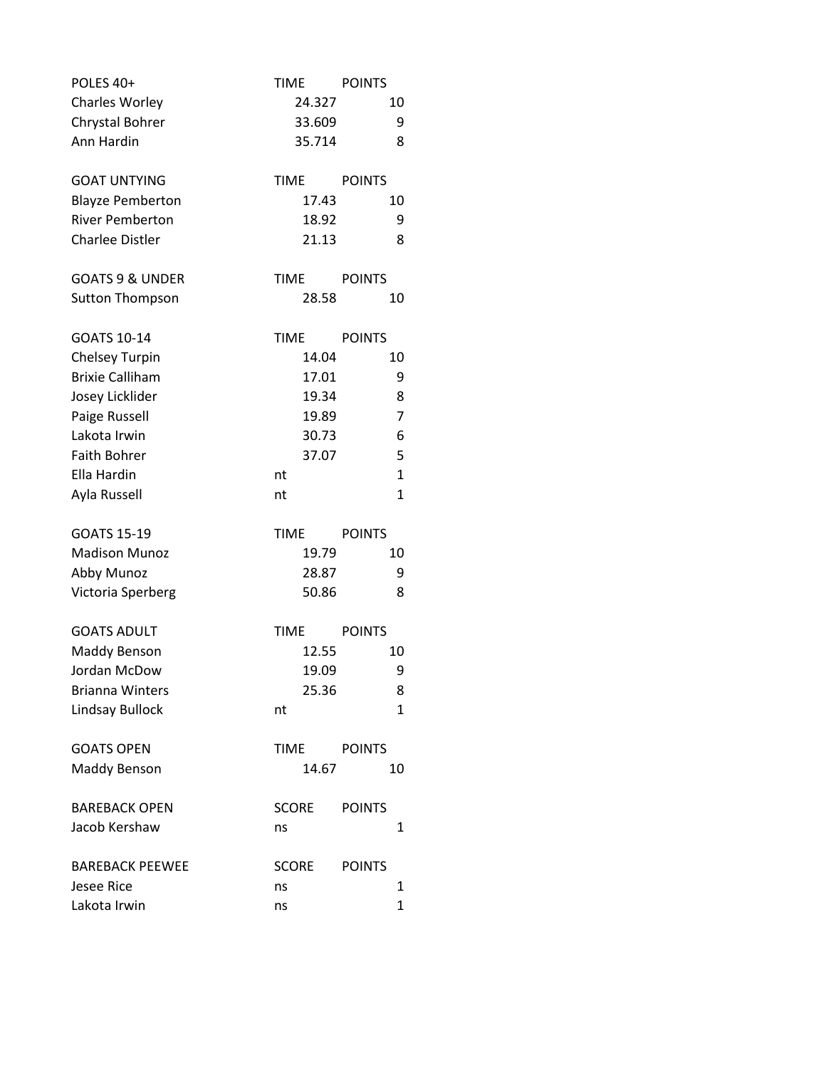| POLES 40+ | TIME | POINTS |
|---|---|---|
| Charles Worley | 24.327 | 10 |
| Chrystal Bohrer | 33.609 | 9 |
| Ann Hardin | 35.714 | 8 |

| GOAT UNTYING | TIME | POINTS |
|---|---|---|
| Blayze Pemberton | 17.43 | 10 |
| River Pemberton | 18.92 | 9 |
| Charlee Distler | 21.13 | 8 |

| GOATS 9 & UNDER | TIME | POINTS |
|---|---|---|
| Sutton Thompson | 28.58 | 10 |

| GOATS 10-14 | TIME | POINTS |
|---|---|---|
| Chelsey Turpin | 14.04 | 10 |
| Brixie Calliham | 17.01 | 9 |
| Josey Licklider | 19.34 | 8 |
| Paige Russell | 19.89 | 7 |
| Lakota Irwin | 30.73 | 6 |
| Faith Bohrer | 37.07 | 5 |
| Ella Hardin | nt | 1 |
| Ayla Russell | nt | 1 |

| GOATS 15-19 | TIME | POINTS |
|---|---|---|
| Madison Munoz | 19.79 | 10 |
| Abby Munoz | 28.87 | 9 |
| Victoria Sperberg | 50.86 | 8 |

| GOATS ADULT | TIME | POINTS |
|---|---|---|
| Maddy Benson | 12.55 | 10 |
| Jordan McDow | 19.09 | 9 |
| Brianna Winters | 25.36 | 8 |
| Lindsay Bullock | nt | 1 |

| GOATS OPEN | TIME | POINTS |
|---|---|---|
| Maddy Benson | 14.67 | 10 |

| BAREBACK OPEN | SCORE | POINTS |
|---|---|---|
| Jacob Kershaw | ns | 1 |

| BAREBACK PEEWEE | SCORE | POINTS |
|---|---|---|
| Jesee Rice | ns | 1 |
| Lakota Irwin | ns | 1 |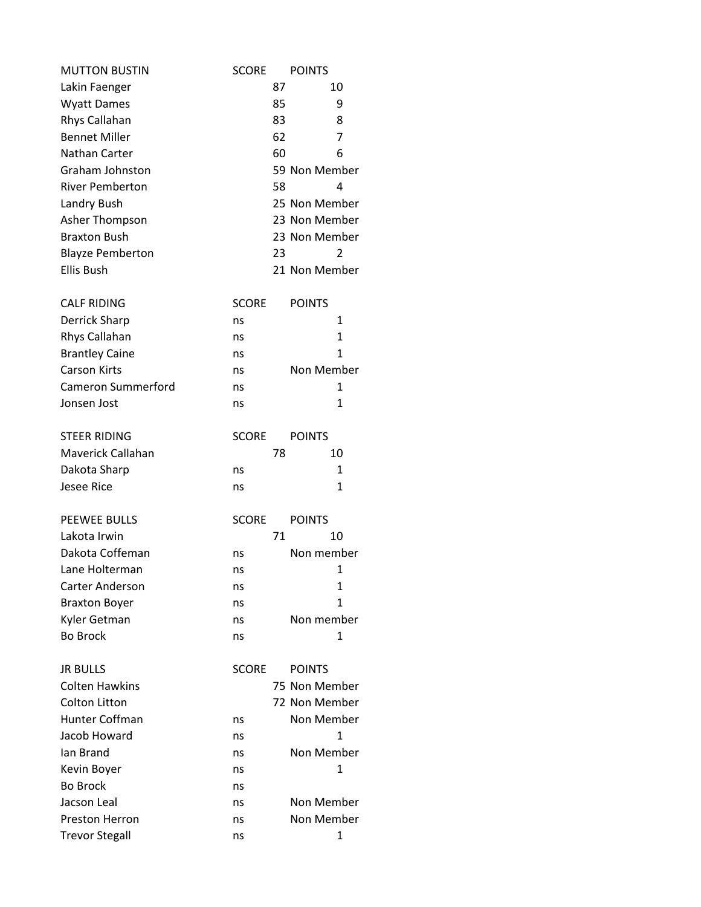| MUTTON BUSTIN | SCORE | POINTS |
|---|---|---|
| Lakin Faenger | 87 | 10 |
| Wyatt Dames | 85 | 9 |
| Rhys Callahan | 83 | 8 |
| Bennet Miller | 62 | 7 |
| Nathan Carter | 60 | 6 |
| Graham Johnston | 59 | Non Member |
| River Pemberton | 58 | 4 |
| Landry Bush | 25 | Non Member |
| Asher Thompson | 23 | Non Member |
| Braxton Bush | 23 | Non Member |
| Blayze Pemberton | 23 | 2 |
| Ellis Bush | 21 | Non Member |

| CALF RIDING | SCORE | POINTS |
|---|---|---|
| Derrick Sharp | ns | 1 |
| Rhys Callahan | ns | 1 |
| Brantley Caine | ns | 1 |
| Carson Kirts | ns | Non Member |
| Cameron Summerford | ns | 1 |
| Jonsen Jost | ns | 1 |

| STEER RIDING | SCORE | POINTS |
|---|---|---|
| Maverick Callahan | 78 | 10 |
| Dakota Sharp | ns | 1 |
| Jesee Rice | ns | 1 |

| PEEWEE BULLS | SCORE | POINTS |
|---|---|---|
| Lakota Irwin | 71 | 10 |
| Dakota Coffeman | ns | Non member |
| Lane Holterman | ns | 1 |
| Carter Anderson | ns | 1 |
| Braxton Boyer | ns | 1 |
| Kyler Getman | ns | Non member |
| Bo Brock | ns | 1 |

| JR BULLS | SCORE | POINTS |
|---|---|---|
| Colten Hawkins | 75 | Non Member |
| Colton Litton | 72 | Non Member |
| Hunter Coffman | ns | Non Member |
| Jacob Howard | ns | 1 |
| Ian Brand | ns | Non Member |
| Kevin Boyer | ns | 1 |
| Bo Brock | ns | |
| Jacson Leal | ns | Non Member |
| Preston Herron | ns | Non Member |
| Trevor Stegall | ns | 1 |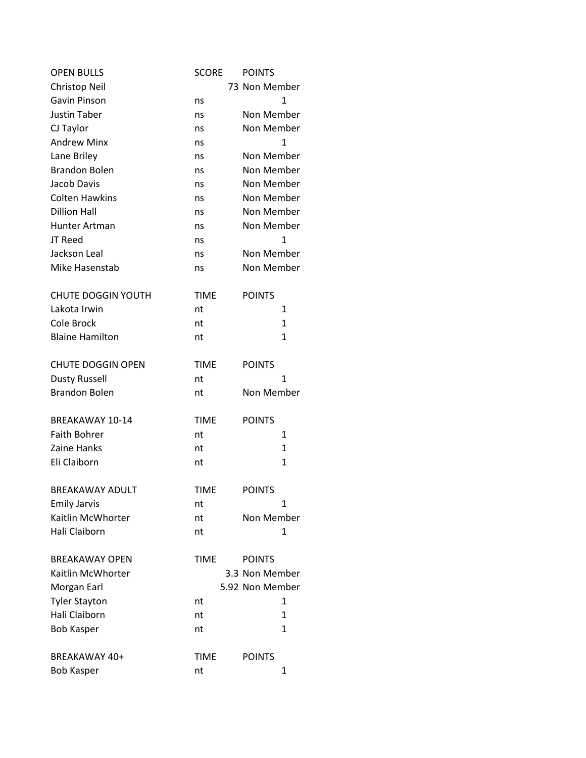| OPEN BULLS | SCORE | POINTS |
| --- | --- | --- |
| Christop Neil | 73 | Non Member |
| Gavin Pinson | ns | 1 |
| Justin Taber | ns | Non Member |
| CJ Taylor | ns | Non Member |
| Andrew Minx | ns | 1 |
| Lane Briley | ns | Non Member |
| Brandon Bolen | ns | Non Member |
| Jacob Davis | ns | Non Member |
| Colten Hawkins | ns | Non Member |
| Dillion Hall | ns | Non Member |
| Hunter Artman | ns | Non Member |
| JT Reed | ns | 1 |
| Jackson Leal | ns | Non Member |
| Mike Hasenstab | ns | Non Member |

| CHUTE DOGGIN YOUTH | TIME | POINTS |
| --- | --- | --- |
| Lakota Irwin | nt | 1 |
| Cole Brock | nt | 1 |
| Blaine Hamilton | nt | 1 |

| CHUTE DOGGIN OPEN | TIME | POINTS |
| --- | --- | --- |
| Dusty Russell | nt | 1 |
| Brandon Bolen | nt | Non Member |

| BREAKAWAY 10-14 | TIME | POINTS |
| --- | --- | --- |
| Faith Bohrer | nt | 1 |
| Zaine Hanks | nt | 1 |
| Eli Claiborn | nt | 1 |

| BREAKAWAY ADULT | TIME | POINTS |
| --- | --- | --- |
| Emily Jarvis | nt | 1 |
| Kaitlin McWhorter | nt | Non Member |
| Hali Claiborn | nt | 1 |

| BREAKAWAY OPEN | TIME | POINTS |
| --- | --- | --- |
| Kaitlin McWhorter | 3.3 | Non Member |
| Morgan Earl | 5.92 | Non Member |
| Tyler Stayton | nt | 1 |
| Hali Claiborn | nt | 1 |
| Bob Kasper | nt | 1 |

| BREAKAWAY 40+ | TIME | POINTS |
| --- | --- | --- |
| Bob Kasper | nt | 1 |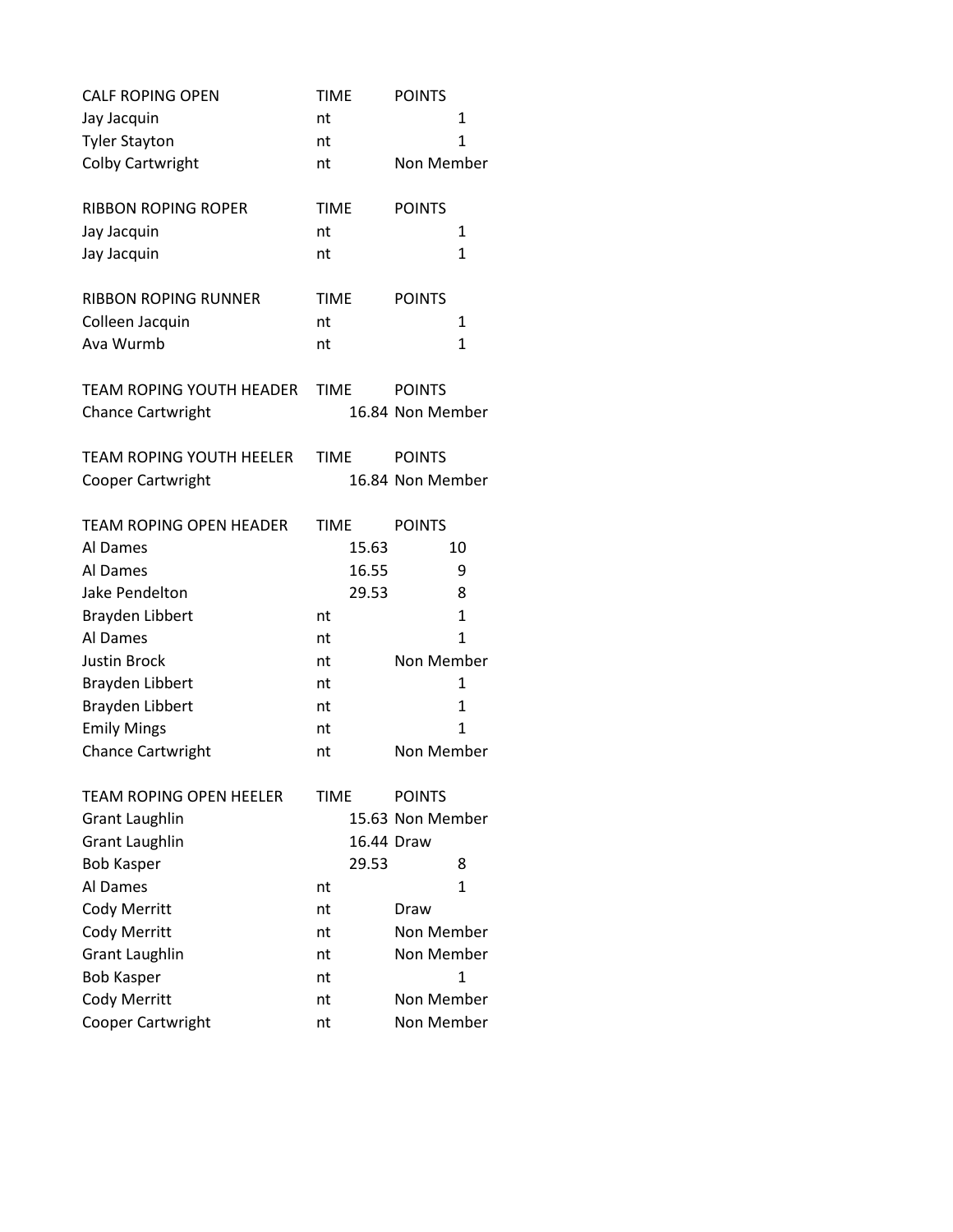| CALF ROPING OPEN | TIME | POINTS |
| --- | --- | --- |
| Jay Jacquin | nt | 1 |
| Tyler Stayton | nt | 1 |
| Colby Cartwright | nt | Non Member |

| RIBBON ROPING ROPER | TIME | POINTS |
| --- | --- | --- |
| Jay Jacquin | nt | 1 |
| Jay Jacquin | nt | 1 |

| RIBBON ROPING RUNNER | TIME | POINTS |
| --- | --- | --- |
| Colleen Jacquin | nt | 1 |
| Ava Wurmb | nt | 1 |

| TEAM ROPING YOUTH HEADER | TIME | POINTS |
| --- | --- | --- |
| Chance Cartwright | 16.84 | Non Member |

| TEAM ROPING YOUTH HEELER | TIME | POINTS |
| --- | --- | --- |
| Cooper Cartwright | 16.84 | Non Member |

| TEAM ROPING OPEN HEADER | TIME | POINTS |
| --- | --- | --- |
| Al Dames | 15.63 | 10 |
| Al Dames | 16.55 | 9 |
| Jake Pendelton | 29.53 | 8 |
| Brayden Libbert | nt | 1 |
| Al Dames | nt | 1 |
| Justin Brock | nt | Non Member |
| Brayden Libbert | nt | 1 |
| Brayden Libbert | nt | 1 |
| Emily Mings | nt | 1 |
| Chance Cartwright | nt | Non Member |

| TEAM ROPING OPEN HEELER | TIME | POINTS |
| --- | --- | --- |
| Grant Laughlin | 15.63 | Non Member |
| Grant Laughlin | 16.44 | Draw |
| Bob Kasper | 29.53 | 8 |
| Al Dames | nt | 1 |
| Cody Merritt | nt | Draw |
| Cody Merritt | nt | Non Member |
| Grant Laughlin | nt | Non Member |
| Bob Kasper | nt | 1 |
| Cody Merritt | nt | Non Member |
| Cooper Cartwright | nt | Non Member |